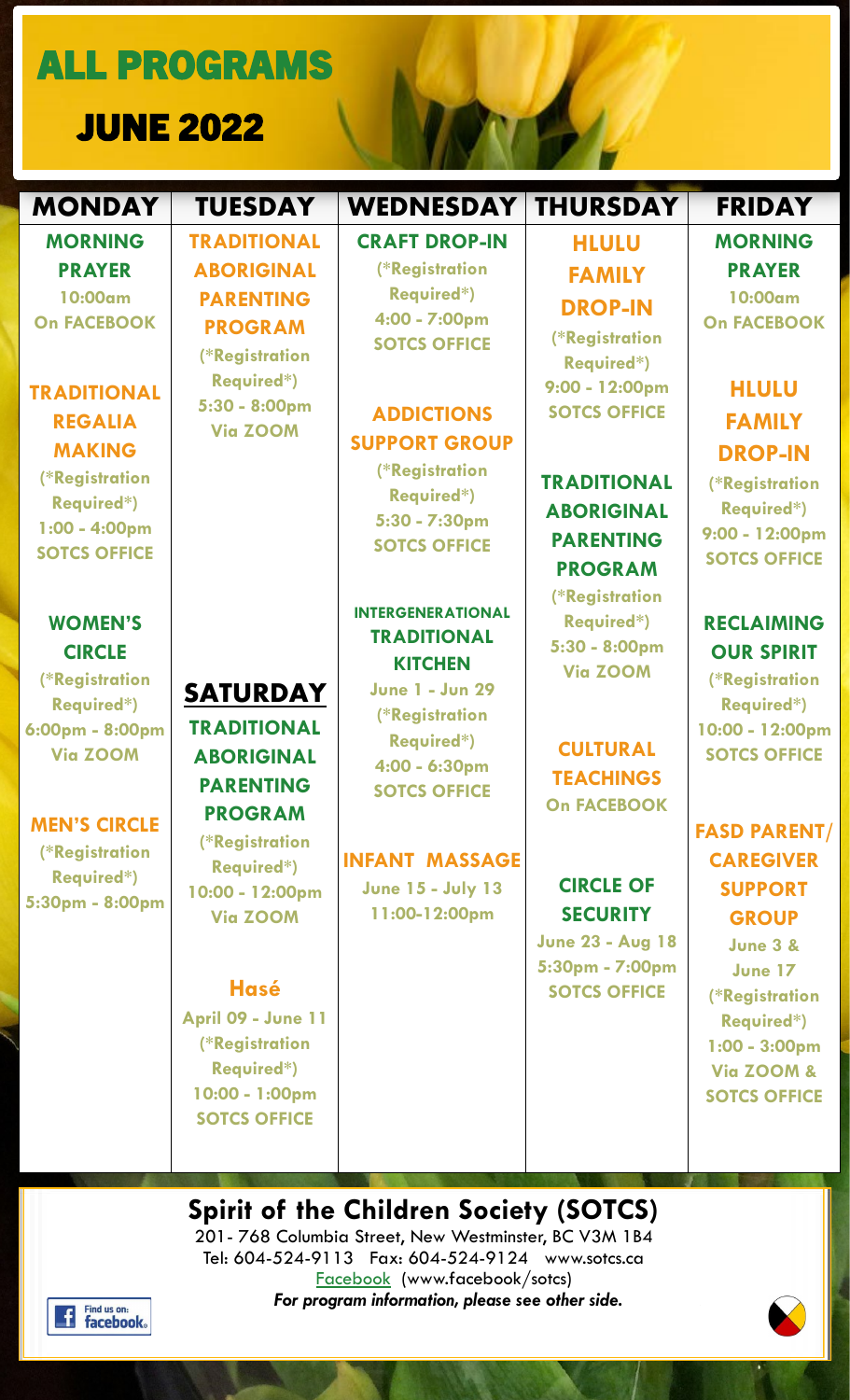# ALL PROGRAMS

## JUNE 2022

| MONDAY | TUESDAY | WEDNESDAY | THURSDAY | FRIDAY |
|---|---|---|---|---|
| **MORNING PRAYER**<br>10:00am<br>On FACEBOOK | **TRADITIONAL ABORIGINAL PARENTING PROGRAM**<br>(*Registration Required*)<br>5:30 - 8:00pm<br>Via ZOOM | **CRAFT DROP-IN**<br>(*Registration Required*)<br>4:00 - 7:00pm<br>SOTCS OFFICE | **HLULU FAMILY DROP-IN**<br>(*Registration Required*)<br>9:00 - 12:00pm<br>SOTCS OFFICE | **MORNING PRAYER**<br>10:00am<br>On FACEBOOK |
| **TRADITIONAL REGALIA MAKING**<br>(*Registration Required*)<br>1:00 - 4:00pm<br>SOTCS OFFICE | | **ADDICTIONS SUPPORT GROUP**<br>(*Registration Required*)<br>5:30 - 7:30pm<br>SOTCS OFFICE | **TRADITIONAL ABORIGINAL PARENTING PROGRAM**<br>(*Registration Required*)<br>5:30 - 8:00pm<br>Via ZOOM | **HLULU FAMILY DROP-IN**<br>(*Registration Required*)<br>9:00 - 12:00pm<br>SOTCS OFFICE |
| **WOMEN'S CIRCLE**<br>(*Registration Required*)<br>6:00pm - 8:00pm<br>Via ZOOM | **SATURDAY**<br>**TRADITIONAL ABORIGINAL PARENTING PROGRAM**<br>(*Registration Required*)<br>10:00 - 12:00pm<br>Via ZOOM | **INTERGENERATIONAL TRADITIONAL KITCHEN**<br>June 1 - Jun 29<br>(*Registration Required*)<br>4:00 - 6:30pm<br>SOTCS OFFICE | **CULTURAL TEACHINGS**<br>On FACEBOOK | **RECLAIMING OUR SPIRIT**<br>(*Registration Required*)<br>10:00 - 12:00pm<br>SOTCS OFFICE |
| **MEN'S CIRCLE**<br>(*Registration Required*)<br>5:30pm - 8:00pm | **Hasé**<br>April 09 - June 11<br>(*Registration Required*)<br>10:00 - 1:00pm<br>SOTCS OFFICE | **INFANT MASSAGE**<br>June 15 - July 13<br>11:00-12:00pm | **CIRCLE OF SECURITY**<br>June 23 - Aug 18<br>5:30pm - 7:00pm<br>SOTCS OFFICE | **FASD PARENT/ CAREGIVER SUPPORT GROUP**<br>June 3 & June 17<br>(*Registration Required*)<br>1:00 - 3:00pm<br>Via ZOOM & SOTCS OFFICE |

## Spirit of the Children Society (SOTCS)

201- 768 Columbia Street, New Westminster, BC V3M 1B4
Tel: 604-524-9113 Fax: 604-524-9124 www.sotcs.ca
Facebook (www.facebook/sotcs)
*For program information, please see other side.*

Find us on: facebook.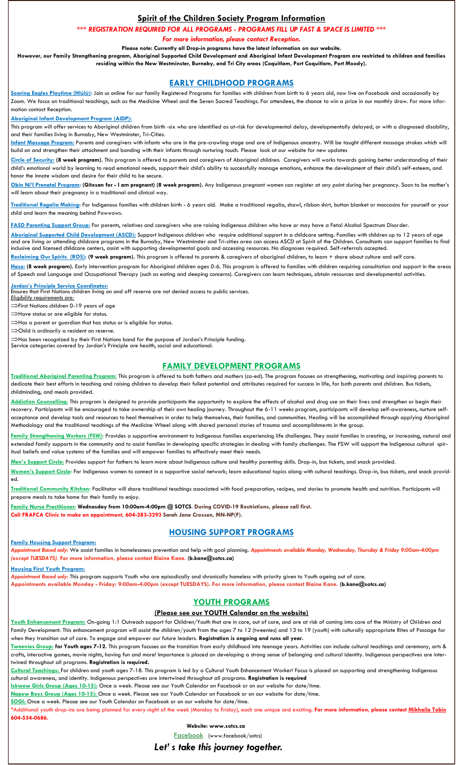# Spirit of the Children Society Program Information

***\*\*\* REGISTRATION REQUIRED FOR ALL PROGRAMS - PROGRAMS FILL UP FAST & SPACE IS LIMITED \*\*\****

*For more information, please contact Reception.*

**Please note: Currently all Drop-in programs have the latest information on our website.**

**However, our Family Strengthening program, Aboriginal Supported Child Development and Aboriginal Infant Development Program are restricted to children and families residing within the New Westminster, Burnaby, and Tri City areas (Coquitlam, Port Coquitlam, Port Moody).**

## EARLY CHILDHOOD PROGRAMS

**Soaring Eagles Playtime (Hlúlú):** Join us online for our family Registered Programs for families with children from birth to 6 years old, now live on Facebook and occasionally by Zoom. We focus on traditional teachings, such as the Medicine Wheel and the Seven Sacred Teachings. For attendees, the chance to win a prize in our monthly draw. For more information contact Reception.

**Aboriginal Infant Development Program (AIDP):**

This program will offer services to Aboriginal children from birth -six who are identified as at-risk for developmental delay, developmentally delayed, or with a diagnosed disability, and their families living in Burnaby, New Westminster, Tri-Cities.

**Infant Massage Program:** Parents and caregivers with infants who are in the pre-crawling stage and are of Indigenous ancestry. Will be taught different massage strokes which will build on and strengthen their attachment and bonding with their infants through nurturing touch. Please look at our website for new updates

**Circle of Security:** **(8 week program).** This program is offered to parents and caregivers of Aboriginal children. Caregivers will works towards gaining better understanding of their child's emotional world by learning to read emotional needs, support their child's ability to successfully manage emotions, enhance the development of their child's self-esteem, and honor the innate wisdom and desire for their child to be secure.

**Obin Ni'l Prenatal Program:** **(Gitxsan for - I am pregnant) (8 week program).** Any Indigenous pregnant women can register at any point during her pregnancy. Soon to be mother's will learn about their pregnancy in a traditional and clinical way.

**Traditional Regalia Making:** For Indigenous families with children birth - 6 years old. Make a traditional regalia, shawl, ribbon shirt, button blanket or moccasins for yourself or your child and learn the meaning behind Powwows.

**FASD Parenting Support Group:** For parents, relatives and caregivers who are raising Indigenous children who have or may have a Fetal Alcohol Spectrum Disorder.

**Aboriginal Supported Child Development (ASCD):** Support Indigenous children who require additional support in a childcare setting. Families with children up to 12 years of age and are living or attending childcare programs in the Burnaby, New Westminster and Tri-cities area can access ASCD at Spirit of the Children. Consultants can support families to find inclusive and licensed childcare centers, assist with supporting developmental goals and accessing resources. No diagnoses required. Self-referrals accepted.

**Reclaiming Our Spirits (ROS):** **(9 week program).** This program is offered to parents & caregivers of aboriginal children, to learn + share about culture and self care.

**Hase:** **(8 week program).** Early Intervention program for Aboriginal children ages 0-6. This program is offered to families with children requiring consultation and support in the areas of Speech and Language and Occupational Therapy (such as eating and sleeping concerns). Caregivers can learn techniques, obtain resources and developmental activities.

**Jordan's Principle Service Coordinator:**
Ensures that First Nations children living on and off reserve are not denied access to public services.
*Eligibility requirements are:*

- ⇒First Nations children 0-19 years of age
- ⇒Have status or are eligible for status.
- ⇒Has a parent or guardian that has status or is eligible for status.
- ⇒Child is ordinarily a resident on reserve.
- ⇒Has been recognized by their First Nations band for the purpose of Jordan's Principle funding.

Service categories covered by Jordan's Principle are health, social and educational.

## FAMILY DEVELOPMENT PROGRAMS

**Traditional Aboriginal Parenting Program:** This program is offered to both fathers and mothers (co-ed). The program focuses on strengthening, motivating and inspiring parents to dedicate their best efforts in teaching and raising children to develop their fullest potential and attributes required for success in life, for both parents and children. Bus tickets, childminding, and meals provided.

**Addiction Counselling:** This program is designed to provide participants the opportunity to explore the effects of alcohol and drug use on their lives and strengthen or begin their recovery. Participants will be encouraged to take ownership of their own healing journey. Throughout the 6-11 weeks program, participants will develop self-awareness, nurture self-acceptance and develop tools and resources to heal themselves in order to help themselves, their families, and communities. Healing will be accomplished through applying Aboriginal Methodology and the traditional teachings of the Medicine Wheel along with shared personal stories of trauma and accomplishments in the group.

**Family Strengthening Workers (FSW):** Provides a supportive environment to Indigenous families experiencing life challenges. They assist families in creating, or increasing, natural and extended family supports in the community and to assist families in developing specific strategies in dealing with family challenges. The FSW will support the Indigenous cultural spiritual beliefs and value systems of the families and will empower families to effectively meet their needs.

**Men's Support Circle:** Provides support for fathers to learn more about Indigenous culture and healthy parenting skills. Drop-in, bus tickets, and snack provided.

**Women's Support Circle:** For Indigenous women to connect in a supportive social network; learn educational topics along with cultural teachings. Drop-in, bus tickets, and snack provided.

**Traditional Community Kitchen:** Facilitator will share traditional teachings associated with food preparation, recipes, and stories to promote health and nutrition. Participants will prepare meals to take home for their family to enjoy.

**Family Nurse Practitioner:** **Wednesday from 10:00am-4:00pm @ SOTCS. During COVID-19 Restrictions, please call first.**
**Call FRAFCA Clinic to make an appointment, 604-283-3293 Sarah Jane Crossen, MN-NP(F).**

## HOUSING SUPPORT PROGRAMS

**Family Housing Support Program:**

*Appointment Based only:* We assist families in homelessness prevention and help with goal planning. ***Appointments available Monday, Wednesday, Thursday & Friday 9:00am-4:00pm (except TUESDAYS).*** **For more information, please contact Blaine Kane. (b.kane@sotcs.ca)**

**Housing First Youth Program:**

*Appointment Based only:* This program supports Youth who are episodically and chronically homeless with priority given to Youth ageing out of care.
**Appointments available Monday - Friday: 9:00am-4:00pm (except TUESDAYS). For more information, please contact Blaine Kane. (b.kane@sotcs.ca)**

## YOUTH PROGRAMS

### (Please see our YOUTH Calendar on the website)

**Youth Enhancement Program:** On-going 1:1 Outreach support for Children/Youth that are in care, out of care, and are at risk of coming into care of the Ministry of Children and Family Development. This enhancement program will assist the children/youth from the ages 7 to 12 (tweenies) and 13 to 19 (youth) with culturally appropriate Rites of Passage for when they transition out of care. To engage and empower our future leaders. **Registration is ongoing and runs all year.**

**Tweenies Group:** **for Youth ages 7-12.** This program focuses on the transition from early childhood into teenage years. Activities can include cultural teachings and ceremony, arts & crafts, interactive games, movie nights, having fun and more! Importance is placed on developing a strong sense of belonging and cultural identity. Indigenous perspectives are intertwined throughout all programs. **Registration is required.**

**Cultural Teachings:** For children and youth ages 7-18. This program is led by a Cultural Youth Enhancement Worker! Focus is placed on supporting and strengthening Indigenous cultural awareness, and identity. Indigenous perspectives are intertwined throughout all programs. **Registration is required**

**Iskwew Girls Group (Ages 10-15):** Once a week. Please see our Youth Calendar on Facebook or on our website for date/time.

**Napew Boys Group (Ages 10-15):** Once a week. Please see our Youth Calendar on Facebook or on our website for date/time.

**SOGI:** Once a week. Please see our Youth Calendar on Facebook or on our website for date/time.

*Additional youth drop-ins are being planned for every night of the week (Monday to Friday), each one unique and exciting. **For more information, please contact Mikhaila Tobin 604-554-0686.**

**Website: www.sotcs.ca**

Facebook (www.facebook/sotcs)

***Let's take this journey together.***